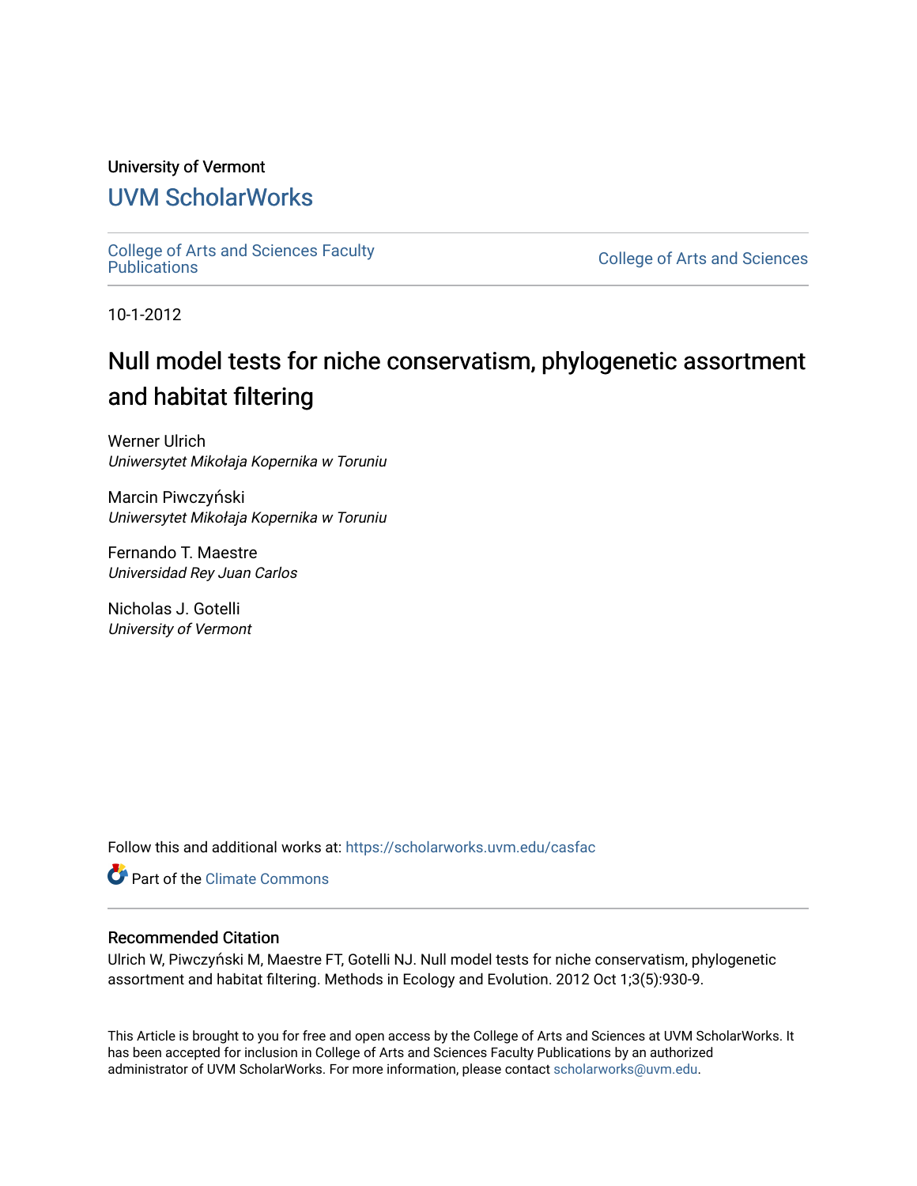University of Vermont

# UVM ScholarWorks

College of Arts and Sciences Faculty Publications

College of Arts and Sciences

10-1-2012

# Null model tests for niche conservatism, phylogenetic assortment and habitat filtering

Werner Ulrich
*Uniwersytet Mikołaja Kopernika w Toruniu*

Marcin Piwczyński
*Uniwersytet Mikołaja Kopernika w Toruniu*

Fernando T. Maestre
*Universidad Rey Juan Carlos*

Nicholas J. Gotelli
*University of Vermont*

Follow this and additional works at: https://scholarworks.uvm.edu/casfac

Part of the Climate Commons

## Recommended Citation

Ulrich W, Piwczyński M, Maestre FT, Gotelli NJ. Null model tests for niche conservatism, phylogenetic assortment and habitat filtering. Methods in Ecology and Evolution. 2012 Oct 1;3(5):930-9.

This Article is brought to you for free and open access by the College of Arts and Sciences at UVM ScholarWorks. It has been accepted for inclusion in College of Arts and Sciences Faculty Publications by an authorized administrator of UVM ScholarWorks. For more information, please contact scholarworks@uvm.edu.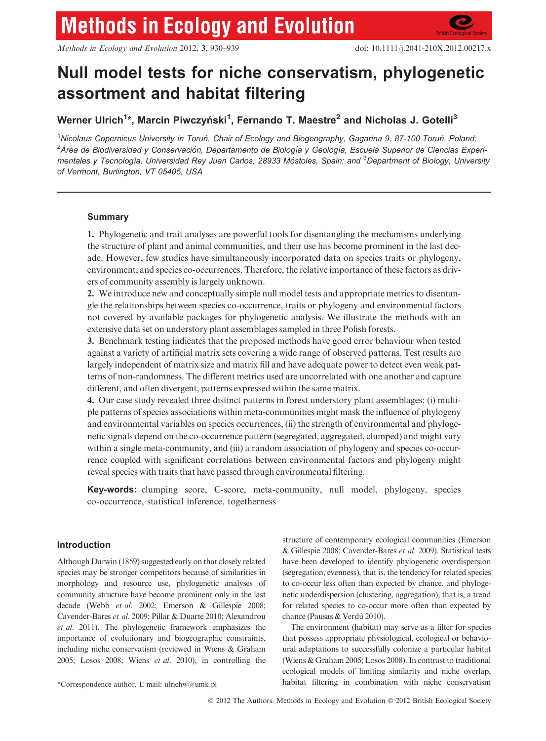# Null model tests for niche conservatism, phylogenetic assortment and habitat filtering

**Werner Ulrich[1]\*, Marcin Piwczyński[1], Fernando T. Maestre[2] and Nicholas J. Gotelli[3]**

[1]*Nicolaus Copernicus University in Toruń, Chair of Ecology and Biogeography, Gagarina 9, 87-100 Toruń, Poland;* [2]*Área de Biodiversidad y Conservación, Departamento de Biología y Geología, Escuela Superior de Ciencias Experimentales y Tecnología, Universidad Rey Juan Carlos, 28933 Móstoles, Spain; and* [3]*Department of Biology, University of Vermont, Burlington, VT 05405, USA*

## Summary

**1.** Phylogenetic and trait analyses are powerful tools for disentangling the mechanisms underlying the structure of plant and animal communities, and their use has become prominent in the last decade. However, few studies have simultaneously incorporated data on species traits or phylogeny, environment, and species co-occurrences. Therefore, the relative importance of these factors as drivers of community assembly is largely unknown.

**2.** We introduce new and conceptually simple null model tests and appropriate metrics to disentangle the relationships between species co-occurrence, traits or phylogeny and environmental factors not covered by available packages for phylogenetic analysis. We illustrate the methods with an extensive data set on understory plant assemblages sampled in three Polish forests.

**3.** Benchmark testing indicates that the proposed methods have good error behaviour when tested against a variety of artificial matrix sets covering a wide range of observed patterns. Test results are largely independent of matrix size and matrix fill and have adequate power to detect even weak patterns of non-randomness. The different metrics used are uncorrelated with one another and capture different, and often divergent, patterns expressed within the same matrix.

**4.** Our case study revealed three distinct patterns in forest understory plant assemblages: (i) multiple patterns of species associations within meta-communities might mask the influence of phylogeny and environmental variables on species occurrences, (ii) the strength of environmental and phylogenetic signals depend on the co-occurrence pattern (segregated, aggregated, clumped) and might vary within a single meta-community, and (iii) a random association of phylogeny and species co-occurrence coupled with significant correlations between environmental factors and phylogeny might reveal species with traits that have passed through environmental filtering.

**Key-words:** clumping score, C-score, meta-community, null model, phylogeny, species co-occurrence, statistical inference, togetherness

## Introduction

Although Darwin (1859) suggested early on that closely related species may be stronger competitors because of similarities in morphology and resource use, phylogenetic analyses of community structure have become prominent only in the last decade (Webb *et al.* 2002; Emerson & Gillespie 2008; Cavender-Bares *et al.* 2009; Pillar & Duarte 2010; Alexandrou *et al.* 2011). The phylogenetic framework emphasizes the importance of evolutionary and biogeographic constraints, including niche conservatism (reviewed in Wiens & Graham 2005; Losos 2008; Wiens *et al.* 2010), in controlling the structure of contemporary ecological communities (Emerson & Gillespie 2008; Cavender-Bares *et al.* 2009). Statistical tests have been developed to identify phylogenetic overdispersion (segregation, evenness), that is, the tendency for related species to co-occur less often than expected by chance, and phylogenetic underdispersion (clustering, aggregation), that is, a trend for related species to co-occur more often than expected by chance (Pausas & Verdú 2010).

The environment (habitat) may serve as a filter for species that possess appropriate physiological, ecological or behavioural adaptations to successfully colonize a particular habitat (Wiens & Graham 2005; Losos 2008). In contrast to traditional ecological models of limiting similarity and niche overlap, habitat filtering in combination with niche conservatism

\*Correspondence author. E-mail: ulrichw@umk.pl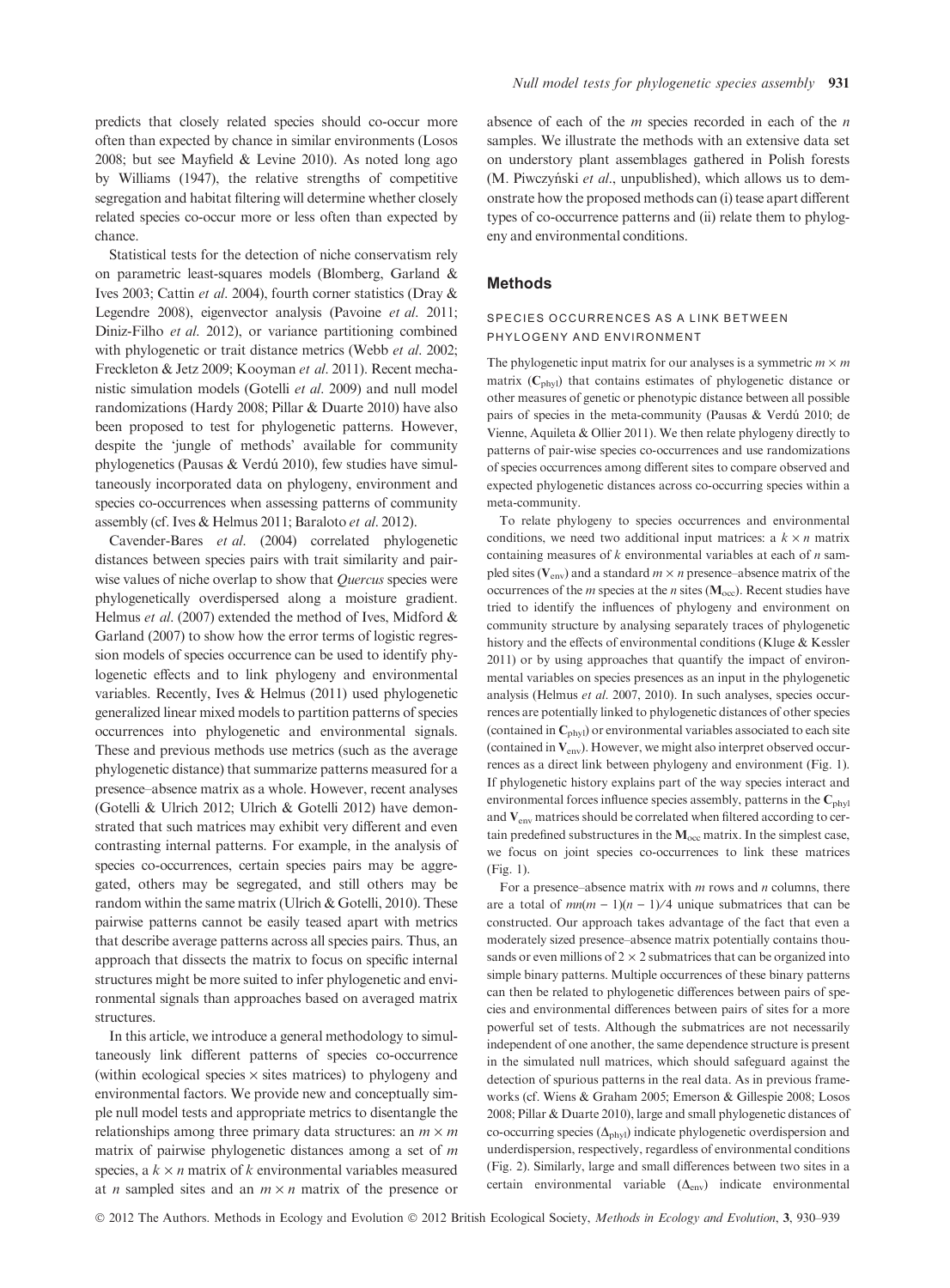predicts that closely related species should co-occur more often than expected by chance in similar environments (Losos 2008; but see Mayfield & Levine 2010). As noted long ago by Williams (1947), the relative strengths of competitive segregation and habitat filtering will determine whether closely related species co-occur more or less often than expected by chance.

Statistical tests for the detection of niche conservatism rely on parametric least-squares models (Blomberg, Garland & Ives 2003; Cattin *et al*. 2004), fourth corner statistics (Dray & Legendre 2008), eigenvector analysis (Pavoine *et al*. 2011; Diniz-Filho *et al*. 2012), or variance partitioning combined with phylogenetic or trait distance metrics (Webb *et al*. 2002; Freckleton & Jetz 2009; Kooyman *et al*. 2011). Recent mechanistic simulation models (Gotelli *et al*. 2009) and null model randomizations (Hardy 2008; Pillar & Duarte 2010) have also been proposed to test for phylogenetic patterns. However, despite the 'jungle of methods' available for community phylogenetics (Pausas & Verdú 2010), few studies have simultaneously incorporated data on phylogeny, environment and species co-occurrences when assessing patterns of community assembly (cf. Ives & Helmus 2011; Baraloto *et al*. 2012).

Cavender-Bares *et al*. (2004) correlated phylogenetic distances between species pairs with trait similarity and pairwise values of niche overlap to show that *Quercus* species were phylogenetically overdispersed along a moisture gradient. Helmus *et al*. (2007) extended the method of Ives, Midford & Garland (2007) to show how the error terms of logistic regression models of species occurrence can be used to identify phylogenetic effects and to link phylogeny and environmental variables. Recently, Ives & Helmus (2011) used phylogenetic generalized linear mixed models to partition patterns of species occurrences into phylogenetic and environmental signals. These and previous methods use metrics (such as the average phylogenetic distance) that summarize patterns measured for a presence–absence matrix as a whole. However, recent analyses (Gotelli & Ulrich 2012; Ulrich & Gotelli 2012) have demonstrated that such matrices may exhibit very different and even contrasting internal patterns. For example, in the analysis of species co-occurrences, certain species pairs may be aggregated, others may be segregated, and still others may be random within the same matrix (Ulrich & Gotelli, 2010). These pairwise patterns cannot be easily teased apart with metrics that describe average patterns across all species pairs. Thus, an approach that dissects the matrix to focus on specific internal structures might be more suited to infer phylogenetic and environmental signals than approaches based on averaged matrix structures.

In this article, we introduce a general methodology to simultaneously link different patterns of species co-occurrence (within ecological species × sites matrices) to phylogeny and environmental factors. We provide new and conceptually simple null model tests and appropriate metrics to disentangle the relationships among three primary data structures: an $m \times m$ matrix of pairwise phylogenetic distances among a set of $m$ species, a $k \times n$ matrix of $k$ environmental variables measured at $n$ sampled sites and an $m \times n$ matrix of the presence or absence of each of the $m$ species recorded in each of the $n$ samples. We illustrate the methods with an extensive data set on understory plant assemblages gathered in Polish forests (M. Piwczyński *et al*., unpublished), which allows us to demonstrate how the proposed methods can (i) tease apart different types of co-occurrence patterns and (ii) relate them to phylogeny and environmental conditions.

## Methods

### SPECIES OCCURRENCES AS A LINK BETWEEN PHYLOGENY AND ENVIRONMENT

The phylogenetic input matrix for our analyses is a symmetric $m \times m$ matrix ($\mathbf{C}_{phyl}$) that contains estimates of phylogenetic distance or other measures of genetic or phenotypic distance between all possible pairs of species in the meta-community (Pausas & Verdú 2010; de Vienne, Aquileta & Ollier 2011). We then relate phylogeny directly to patterns of pair-wise species co-occurrences and use randomizations of species occurrences among different sites to compare observed and expected phylogenetic distances across co-occurring species within a meta-community.

To relate phylogeny to species occurrences and environmental conditions, we need two additional input matrices: a $k \times n$ matrix containing measures of $k$ environmental variables at each of $n$ sampled sites ($\mathbf{V}_{env}$) and a standard $m \times n$ presence–absence matrix of the occurrences of the $m$ species at the $n$ sites ($\mathbf{M}_{occ}$). Recent studies have tried to identify the influences of phylogeny and environment on community structure by analysing separately traces of phylogenetic history and the effects of environmental conditions (Kluge & Kessler 2011) or by using approaches that quantify the impact of environmental variables on species presences as an input in the phylogenetic analysis (Helmus *et al*. 2007, 2010). In such analyses, species occurrences are potentially linked to phylogenetic distances of other species (contained in $\mathbf{C}_{phyl}$) or environmental variables associated to each site (contained in $\mathbf{V}_{env}$). However, we might also interpret observed occurrences as a direct link between phylogeny and environment (Fig. 1). If phylogenetic history explains part of the way species interact and environmental forces influence species assembly, patterns in the $\mathbf{C}_{phyl}$ and $\mathbf{V}_{env}$ matrices should be correlated when filtered according to certain predefined substructures in the $\mathbf{M}_{occ}$ matrix. In the simplest case, we focus on joint species co-occurrences to link these matrices (Fig. 1).

For a presence–absence matrix with $m$ rows and $n$ columns, there are a total of $mn(m - 1)(n - 1)/4$ unique submatrices that can be constructed. Our approach takes advantage of the fact that even a moderately sized presence–absence matrix potentially contains thousands or even millions of $2 \times 2$ submatrices that can be organized into simple binary patterns. Multiple occurrences of these binary patterns can then be related to phylogenetic differences between pairs of species and environmental differences between pairs of sites for a more powerful set of tests. Although the submatrices are not necessarily independent of one another, the same dependence structure is present in the simulated null matrices, which should safeguard against the detection of spurious patterns in the real data. As in previous frameworks (cf. Wiens & Graham 2005; Emerson & Gillespie 2008; Losos 2008; Pillar & Duarte 2010), large and small phylogenetic distances of co-occurring species ($\Delta_{phyl}$) indicate phylogenetic overdispersion and underdispersion, respectively, regardless of environmental conditions (Fig. 2). Similarly, large and small differences between two sites in a certain environmental variable ($\Delta_{env}$) indicate environmental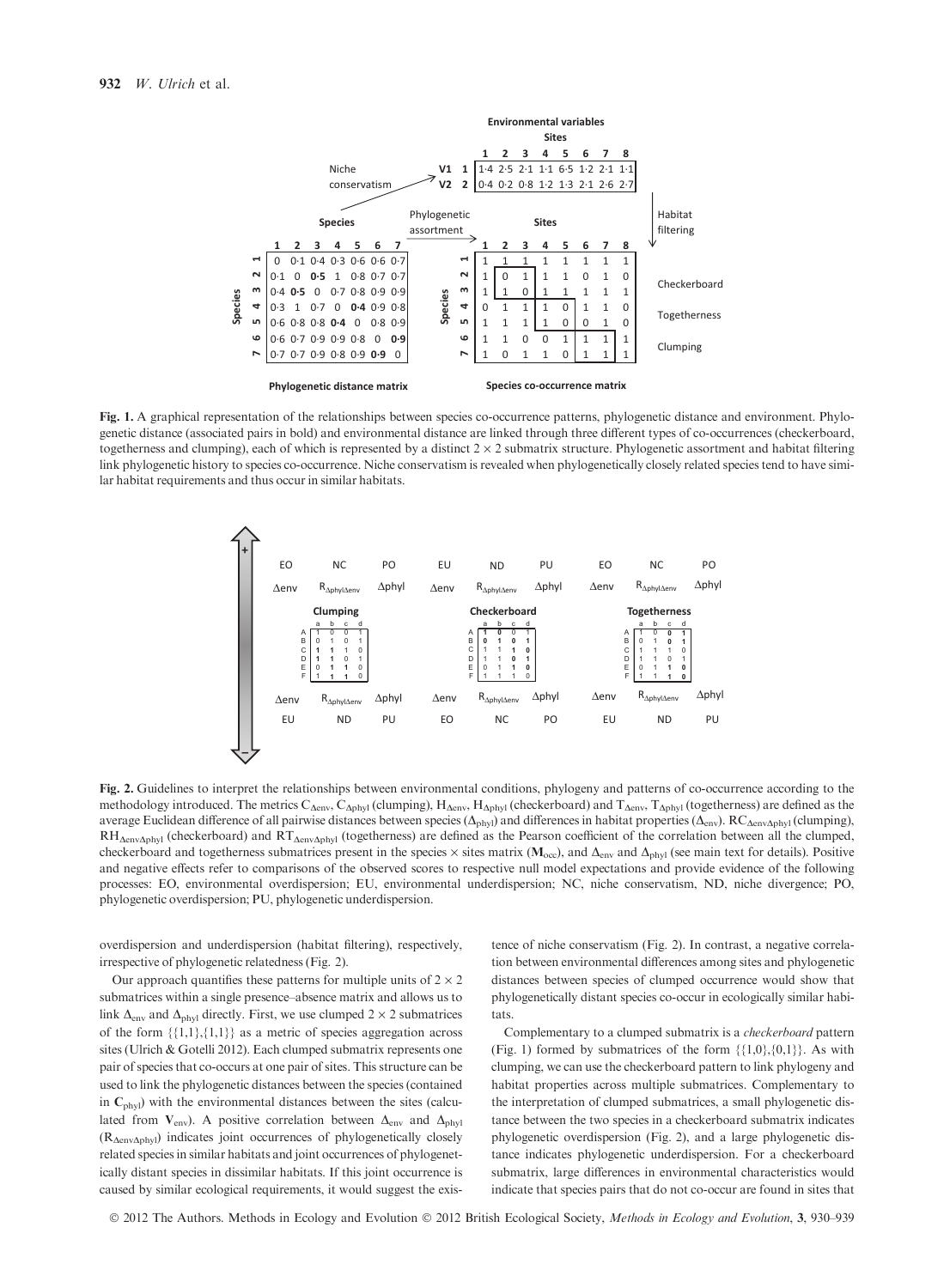**Fig. 1.** A graphical representation of the relationships between species co-occurrence patterns, phylogenetic distance and environment. Phylogenetic distance (associated pairs in bold) and environmental distance are linked through three different types of co-occurrences (checkerboard, togetherness and clumping), each of which is represented by a distinct 2 × 2 submatrix structure. Phylogenetic assortment and habitat filtering link phylogenetic history to species co-occurrence. Niche conservatism is revealed when phylogenetically closely related species tend to have similar habitat requirements and thus occur in similar habitats.

**Fig. 2.** Guidelines to interpret the relationships between environmental conditions, phylogeny and patterns of co-occurrence according to the methodology introduced. The metrics $C_{\Delta env}$, $C_{\Delta phyl}$ (clumping), $H_{\Delta env}$, $H_{\Delta phyl}$ (checkerboard) and $T_{\Delta env}$, $T_{\Delta phyl}$ (togetherness) are defined as the average Euclidean difference of all pairwise distances between species ($\Delta_{phyl}$) and differences in habitat properties ($\Delta_{env}$). $RC_{\Delta env \Delta phyl}$ (clumping), $RH_{\Delta env \Delta phyl}$ (checkerboard) and $RT_{\Delta env \Delta phyl}$ (togetherness) are defined as the Pearson coefficient of the correlation between all the clumped, checkerboard and togetherness submatrices present in the species × sites matrix ($\mathbf{M}_{occ}$), and $\Delta_{env}$ and $\Delta_{phyl}$ (see main text for details). Positive and negative effects refer to comparisons of the observed scores to respective null model expectations and provide evidence of the following processes: EO, environmental overdispersion; EU, environmental underdispersion; NC, niche conservatism, ND, niche divergence; PO, phylogenetic overdispersion; PU, phylogenetic underdispersion.

overdispersion and underdispersion (habitat filtering), respectively, irrespective of phylogenetic relatedness (Fig. 2).

Our approach quantifies these patterns for multiple units of 2 × 2 submatrices within a single presence–absence matrix and allows us to link $\Delta_{env}$ and $\Delta_{phyl}$ directly. First, we used clumped 2 × 2 submatrices of the form {{1,1},{1,1}} as a metric of species aggregation across sites (Ulrich & Gotelli 2012). Each clumped submatrix represents one pair of species that co-occurs at one pair of sites. This structure can be used to link the phylogenetic distances between the species (contained in $\mathbf{C}_{phyl}$) with the environmental distances between the sites (calculated from $\mathbf{V}_{env}$). A positive correlation between $\Delta_{env}$ and $\Delta_{phyl}$ ($R_{\Delta env \Delta phyl}$) indicates joint occurrences of phylogenetically closely related species in similar habitats and joint occurrences of phylogenetically distant species in dissimilar habitats. If this joint occurrence is caused by similar ecological requirements, it would suggest the existence of niche conservatism (Fig. 2). In contrast, a negative correlation between environmental differences among sites and phylogenetic distances between species of clumped occurrence would show that phylogenetically distant species co-occur in ecologically similar habitats.

Complementary to a clumped submatrix is a *checkerboard* pattern (Fig. 1) formed by submatrices of the form {{1,0},{0,1}}. As with clumping, we can use the checkerboard pattern to link phylogeny and habitat properties across multiple submatrices. Complementary to the interpretation of clumped submatrices, a small phylogenetic distance between the two species in a checkerboard submatrix indicates phylogenetic overdispersion (Fig. 2), and a large phylogenetic distance indicates phylogenetic underdispersion. For a checkerboard submatrix, large differences in environmental characteristics would indicate that species pairs that do not co-occur are found in sites that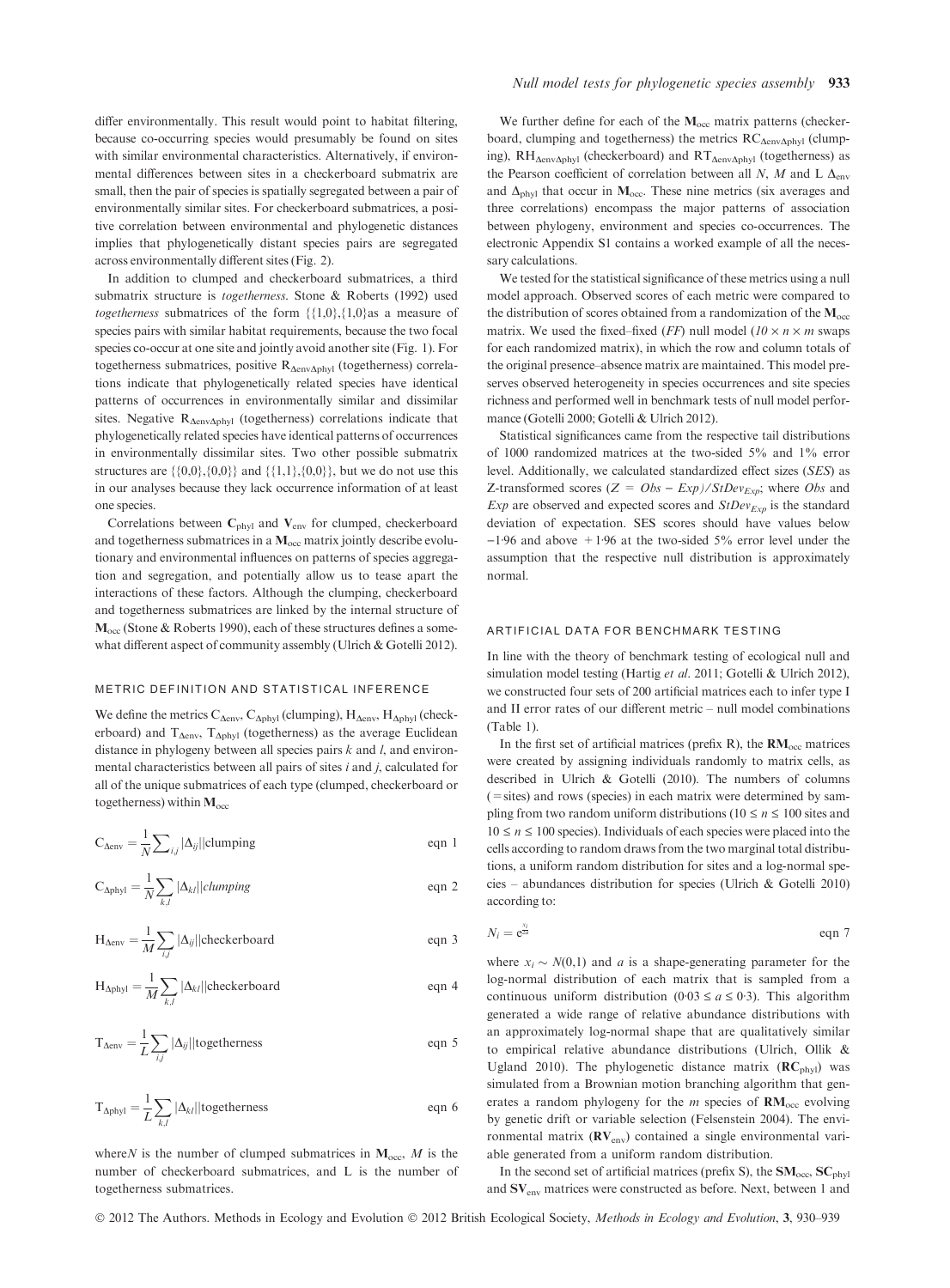differ environmentally. This result would point to habitat filtering, because co-occurring species would presumably be found on sites with similar environmental characteristics. Alternatively, if environmental differences between sites in a checkerboard submatrix are small, then the pair of species is spatially segregated between a pair of environmentally similar sites. For checkerboard submatrices, a positive correlation between environmental and phylogenetic distances implies that phylogenetically distant species pairs are segregated across environmentally different sites (Fig. 2).

In addition to clumped and checkerboard submatrices, a third submatrix structure is *togetherness*. Stone & Roberts (1992) used *togetherness* submatrices of the form {{1,0},{1,0}as a measure of species pairs with similar habitat requirements, because the two focal species co-occur at one site and jointly avoid another site (Fig. 1). For togetherness submatrices, positive $R_{\Delta env \Delta phyl}$ (togetherness) correlations indicate that phylogenetically related species have identical patterns of occurrences in environmentally similar and dissimilar sites. Negative $R_{\Delta env \Delta phyl}$ (togetherness) correlations indicate that phylogenetically related species have identical patterns of occurrence in environmentally dissimilar sites. Two other possible submatrix structures are {{0,0},{0,0}} and {{1,1},{0,0}}, but we do not use this in our analyses because they lack occurrence information of at least one species.

Correlations between $\mathbf{C}_{phyl}$ and $\mathbf{V}_{env}$ for clumped, checkerboard and togetherness submatrices in a $\mathbf{M}_{occ}$ matrix jointly describe evolutionary and environmental influences on patterns of species aggregation and segregation, and potentially allow us to tease apart the interactions of these factors. Although the clumping, checkerboard and togetherness submatrices are linked by the internal structure of $\mathbf{M}_{occ}$ (Stone & Roberts 1990), each of these structures defines a somewhat different aspect of community assembly (Ulrich & Gotelli 2012).

### METRIC DEFINITION AND STATISTICAL INFERENCE

We define the metrics $C_{\Delta env}$, $C_{\Delta phyl}$ (clumping), $H_{\Delta env}$, $H_{\Delta phyl}$ (checkerboard) and $T_{\Delta env}$, $T_{\Delta phyl}$ (togetherness) as the average Euclidean distance in phylogeny between all species pairs $k$ and $l$, and environmental characteristics between all pairs of sites $i$ and $j$, calculated for all of the unique submatrices of each type (clumped, checkerboard or togetherness) within $\mathbf{M}_{occ}$

$$C_{\Delta env} = \frac{1}{N}\sum_{i,j}|\Delta_{ij}||\text{clumping} \qquad \text{eqn 1}$$

$$C_{\Delta phyl} = \frac{1}{N}\sum_{k,l}|\Delta_{kl}||\textit{clumping} \qquad \text{eqn 2}$$

$$H_{\Delta env} = \frac{1}{M}\sum_{i,j}|\Delta_{ij}||\text{checkerboard} \qquad \text{eqn 3}$$

$$H_{\Delta phyl} = \frac{1}{M}\sum_{k,l}|\Delta_{kl}||\text{checkerboard} \qquad \text{eqn 4}$$

$$T_{\Delta env} = \frac{1}{L}\sum_{i,j}|\Delta_{ij}||\text{togetherness} \qquad \text{eqn 5}$$

$$T_{\Delta phyl} = \frac{1}{L}\sum_{k,l}|\Delta_{kl}||\text{togetherness} \qquad \text{eqn 6}$$

where$N$ is the number of clumped submatrices in $\mathbf{M}_{occ}$, $M$ is the number of checkerboard submatrices, and L is the number of togetherness submatrices.

We further define for each of the $\mathbf{M}_{occ}$ matrix patterns (checkerboard, clumping and togetherness) the metrics $RC_{\Delta env \Delta phyl}$ (clumping), $RH_{\Delta env \Delta phyl}$ (checkerboard) and $RT_{\Delta env \Delta phyl}$ (togetherness) as the Pearson coefficient of correlation between all $N$, $M$ and L $\Delta_{env}$ and $\Delta_{phyl}$ that occur in $\mathbf{M}_{occ}$. These nine metrics (six averages and three correlations) encompass the major patterns of association between phylogeny, environment and species co-occurrences. The electronic Appendix S1 contains a worked example of all the necessary calculations.

We tested for the statistical significance of these metrics using a null model approach. Observed scores of each metric were compared to the distribution of scores obtained from a randomization of the $\mathbf{M}_{occ}$ matrix. We used the fixed–fixed (*FF*) null model ($10 \times n \times m$ swaps for each randomized matrix), in which the row and column totals of the original presence–absence matrix are maintained. This model preserves observed heterogeneity in species occurrences and site species richness and performed well in benchmark tests of null model performance (Gotelli 2000; Gotelli & Ulrich 2012).

Statistical significances came from the respective tail distributions of 1000 randomized matrices at the two-sided 5% and 1% error level. Additionally, we calculated standardized effect sizes (*SES*) as Z-transformed scores ($Z = Obs - Exp)/StDev_{Exp}$; where $Obs$ and $Exp$ are observed and expected scores and $StDev_{Exp}$ is the standard deviation of expectation. SES scores should have values below −1·96 and above +1·96 at the two-sided 5% error level under the assumption that the respective null distribution is approximately normal.

### ARTIFICIAL DATA FOR BENCHMARK TESTING

In line with the theory of benchmark testing of ecological null and simulation model testing (Hartig *et al.* 2011; Gotelli & Ulrich 2012), we constructed four sets of 200 artificial matrices each to infer type I and II error rates of our different metric – null model combinations (Table 1).

In the first set of artificial matrices (prefix R), the $\mathbf{RM}_{occ}$ matrices were created by assigning individuals randomly to matrix cells, as described in Ulrich & Gotelli (2010). The numbers of columns (= sites) and rows (species) in each matrix were determined by sampling from two random uniform distributions ($10 \leq n \leq 100$ sites and $10 \leq n \leq 100$ species). Individuals of each species were placed into the cells according to random draws from the two marginal total distributions, a uniform random distribution for sites and a log-normal species – abundances distribution for species (Ulrich & Gotelli 2010) according to:

$$N_i = e^{\frac{x_i}{a}} \qquad \text{eqn 7}$$

where $x_i \sim N(0,1)$ and $a$ is a shape-generating parameter for the log-normal distribution of each matrix that is sampled from a continuous uniform distribution ($0{\cdot}03 \leq a \leq 0{\cdot}3$). This algorithm generated a wide range of relative abundance distributions with an approximately log-normal shape that are qualitatively similar to empirical relative abundance distributions (Ulrich, Ollik & Ugland 2010). The phylogenetic distance matrix ($\mathbf{RC}_{phyl}$) was simulated from a Brownian motion branching algorithm that generates a random phylogeny for the $m$ species of $\mathbf{RM}_{occ}$ evolving by genetic drift or variable selection (Felsenstein 2004). The environmental matrix ($\mathbf{RV}_{env}$) contained a single environmental variable generated from a uniform random distribution.

In the second set of artificial matrices (prefix S), the $\mathbf{SM}_{occ}$, $\mathbf{SC}_{phyl}$ and $\mathbf{SV}_{env}$ matrices were constructed as before. Next, between 1 and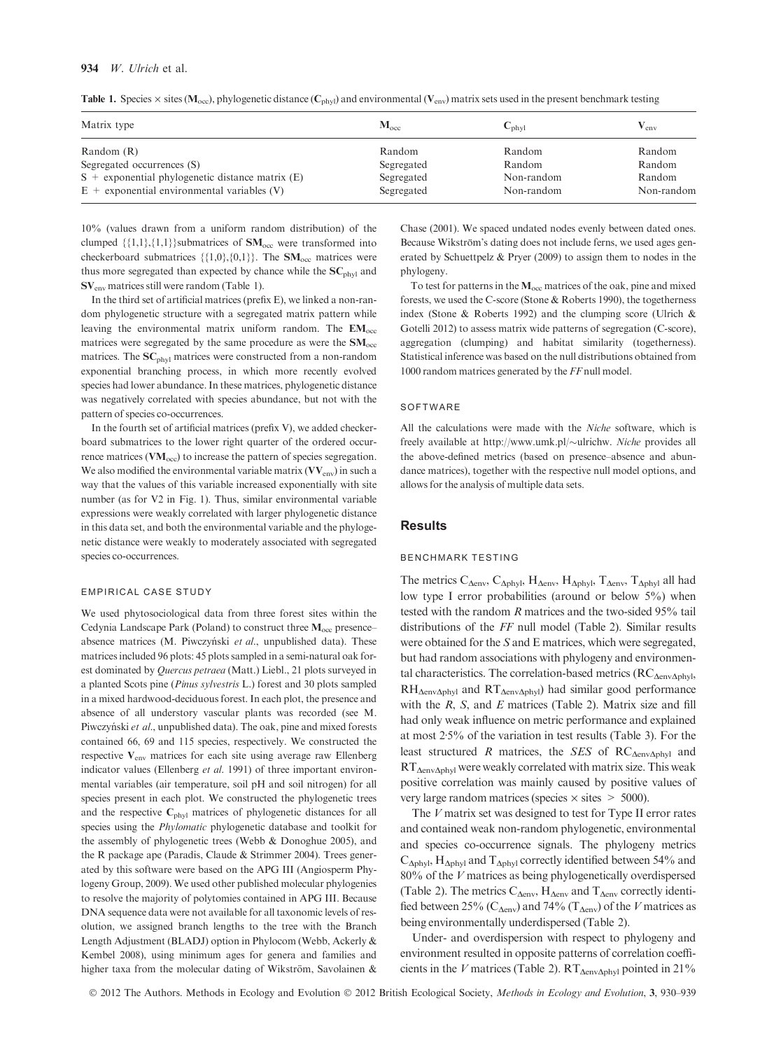**Table 1.** Species × sites ($M_{occ}$), phylogenetic distance ($C_{phyl}$) and environmental ($V_{env}$) matrix sets used in the present benchmark testing

| Matrix type | $M_{occ}$ | $C_{phyl}$ | $V_{env}$ |
|---|---|---|---|
| Random (R) | Random | Random | Random |
| Segregated occurrences (S) | Segregated | Random | Random |
| S + exponential phylogenetic distance matrix (E) | Segregated | Non-random | Random |
| E + exponential environmental variables (V) | Segregated | Non-random | Non-random |

10% (values drawn from a uniform random distribution) of the clumped {{1,1},{1,1}}submatrices of $SM_{occ}$ were transformed into checkerboard submatrices {{1,0},{0,1}}. The $SM_{occ}$ matrices were thus more segregated than expected by chance while the $SC_{phyl}$ and $SV_{env}$ matrices still were random (Table 1).

In the third set of artificial matrices (prefix E), we linked a non-random phylogenetic structure with a segregated matrix pattern while leaving the environmental matrix uniform random. The $EM_{occ}$ matrices were segregated by the same procedure as were the $SM_{occ}$ matrices. The $SC_{phyl}$ matrices were constructed from a non-random exponential branching process, in which more recently evolved species had lower abundance. In these matrices, phylogenetic distance was negatively correlated with species abundance, but not with the pattern of species co-occurrences.

In the fourth set of artificial matrices (prefix V), we added checkerboard submatrices to the lower right quarter of the ordered occurrence matrices ($VM_{occ}$) to increase the pattern of species segregation. We also modified the environmental variable matrix ($VV_{env}$) in such a way that the values of this variable increased exponentially with site number (as for V2 in Fig. 1). Thus, similar environmental variable expressions were weakly correlated with larger phylogenetic distance in this data set, and both the environmental variable and the phylogenetic distance were weakly to moderately associated with segregated species co-occurrences.

### EMPIRICAL CASE STUDY

We used phytosociological data from three forest sites within the Cedynia Landscape Park (Poland) to construct three $M_{occ}$ presence–absence matrices (M. Piwczyński *et al.*, unpublished data). These matrices included 96 plots: 45 plots sampled in a semi-natural oak forest dominated by *Quercus petraea* (Matt.) Liebl., 21 plots surveyed in a planted Scots pine (*Pinus sylvestris* L.) forest and 30 plots sampled in a mixed hardwood-deciduous forest. In each plot, the presence and absence of all understory vascular plants was recorded (see M. Piwczyński *et al.*, unpublished data). The oak, pine and mixed forests contained 66, 69 and 115 species, respectively. We constructed the respective $V_{env}$ matrices for each site using average raw Ellenberg indicator values (Ellenberg *et al.* 1991) of three important environmental variables (air temperature, soil pH and soil nitrogen) for all species present in each plot. We constructed the phylogenetic trees and the respective $C_{phyl}$ matrices of phylogenetic distances for all species using the *Phylomatic* phylogenetic database and toolkit for the assembly of phylogenetic trees (Webb & Donoghue 2005), and the R package ape (Paradis, Claude & Strimmer 2004). Trees generated by this software were based on the APG III (Angiosperm Phylogeny Group, 2009). We used other published molecular phylogenies to resolve the majority of polytomies contained in APG III. Because DNA sequence data were not available for all taxonomic levels of resolution, we assigned branch lengths to the tree with the Branch Length Adjustment (BLADJ) option in Phylocom (Webb, Ackerly & Kembel 2008), using minimum ages for genera and families and higher taxa from the molecular dating of Wikström, Savolainen & Chase (2001). We spaced undated nodes evenly between dated ones. Because Wikström's dating does not include ferns, we used ages generated by Schuettpelz & Pryer (2009) to assign them to nodes in the phylogeny.

To test for patterns in the $M_{occ}$ matrices of the oak, pine and mixed forests, we used the C-score (Stone & Roberts 1990), the togetherness index (Stone & Roberts 1992) and the clumping score (Ulrich & Gotelli 2012) to assess matrix wide patterns of segregation (C-score), aggregation (clumping) and habitat similarity (togetherness). Statistical inference was based on the null distributions obtained from 1000 random matrices generated by the *FF* null model.

### SOFTWARE

All the calculations were made with the *Niche* software, which is freely available at http://www.umk.pl/~ulrichw. *Niche* provides all the above-defined metrics (based on presence–absence and abundance matrices), together with the respective null model options, and allows for the analysis of multiple data sets.

## Results

### BENCHMARK TESTING

The metrics $C_{\Delta env}$, $C_{\Delta phyl}$, $H_{\Delta env}$, $H_{\Delta phyl}$, $T_{\Delta env}$, $T_{\Delta phyl}$ all had low type I error probabilities (around or below 5%) when tested with the random *R* matrices and the two-sided 95% tail distributions of the *FF* null model (Table 2). Similar results were obtained for the *S* and E matrices, which were segregated, but had random associations with phylogeny and environmental characteristics. The correlation-based metrics ($RC_{\Delta env\Delta phyl}$, $RH_{\Delta env\Delta phyl}$ and $RT_{\Delta env\Delta phyl}$) had similar good performance with the *R*, *S*, and *E* matrices (Table 2). Matrix size and fill had only weak influence on metric performance and explained at most 2·5% of the variation in test results (Table 3). For the least structured *R* matrices, the *SES* of $RC_{\Delta env\Delta phyl}$ and $RT_{\Delta env\Delta phyl}$ were weakly correlated with matrix size. This weak positive correlation was mainly caused by positive values of very large random matrices (species × sites > 5000).

The *V* matrix set was designed to test for Type II error rates and contained weak non-random phylogenetic, environmental and species co-occurrence signals. The phylogeny metrics $C_{\Delta phyl}$, $H_{\Delta phyl}$ and $T_{\Delta phyl}$ correctly identified between 54% and 80% of the *V* matrices as being phylogenetically overdispersed (Table 2). The metrics $C_{\Delta env}$, $H_{\Delta env}$ and $T_{\Delta env}$ correctly identified between 25% ($C_{\Delta env}$) and 74% ($T_{\Delta env}$) of the *V* matrices as being environmentally underdispersed (Table 2).

Under- and overdispersion with respect to phylogeny and environment resulted in opposite patterns of correlation coefficients in the *V* matrices (Table 2). $RT_{\Delta env\Delta phyl}$ pointed in 21%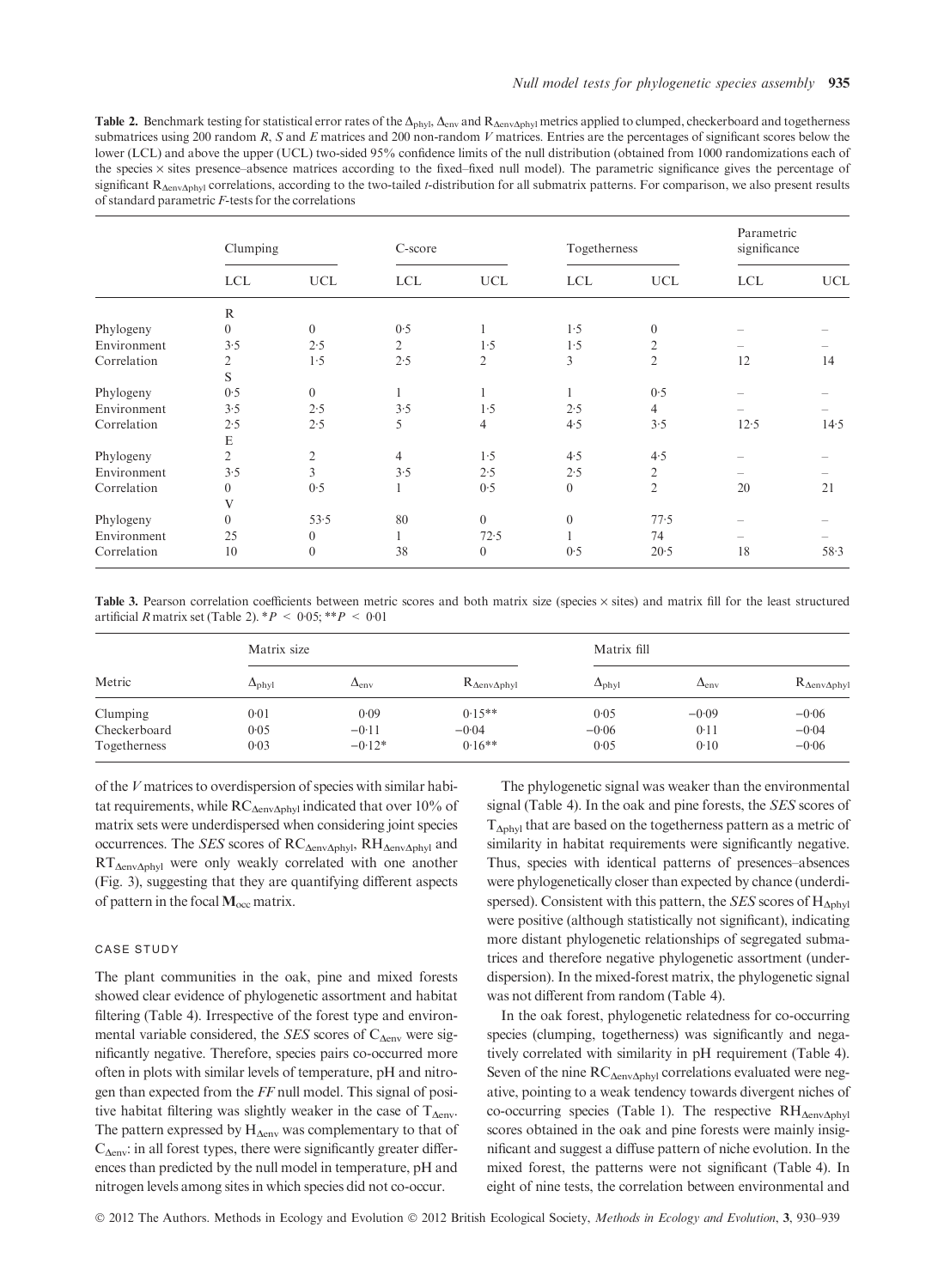**Table 2.** Benchmark testing for statistical error rates of the $\Delta_{phyl}$, $\Delta_{env}$ and $R_{\Delta env\Delta phyl}$ metrics applied to clumped, checkerboard and togetherness submatrices using 200 random *R*, *S* and *E* matrices and 200 non-random *V* matrices. Entries are the percentages of significant scores below the lower (LCL) and above the upper (UCL) two-sided 95% confidence limits of the null distribution (obtained from 1000 randomizations each of the species × sites presence–absence matrices according to the fixed–fixed null model). The parametric significance gives the percentage of significant $R_{\Delta env\Delta phyl}$ correlations, according to the two-tailed *t*-distribution for all submatrix patterns. For comparison, we also present results of standard parametric *F*-tests for the correlations

| | Clumping | | C-score | | Togetherness | | Parametric significance | |
|---|---|---|---|---|---|---|---|---|
| | LCL | UCL | LCL | UCL | LCL | UCL | LCL | UCL |
| R | | | | | | | | |
| Phylogeny | 0 | 0 | 0·5 | 1 | 1·5 | 0 | – | – |
| Environment | 3·5 | 2·5 | 2 | 1·5 | 1·5 | 2 | – | – |
| Correlation | 2 | 1·5 | 2·5 | 2 | 3 | 2 | 12 | 14 |
| S | | | | | | | | |
| Phylogeny | 0·5 | 0 | 1 | 1 | 1 | 0·5 | – | – |
| Environment | 3·5 | 2·5 | 3·5 | 1·5 | 2·5 | 4 | – | – |
| Correlation | 2·5 | 2·5 | 5 | 4 | 4·5 | 3·5 | 12·5 | 14·5 |
| E | | | | | | | | |
| Phylogeny | 2 | 2 | 4 | 1·5 | 4·5 | 4·5 | – | – |
| Environment | 3·5 | 3 | 3·5 | 2·5 | 2·5 | 2 | – | – |
| Correlation | 0 | 0·5 | 1 | 0·5 | 0 | 2 | 20 | 21 |
| V | | | | | | | | |
| Phylogeny | 0 | 53·5 | 80 | 0 | 0 | 77·5 | – | – |
| Environment | 25 | 0 | 1 | 72·5 | 1 | 74 | – | – |
| Correlation | 10 | 0 | 38 | 0 | 0·5 | 20·5 | 18 | 58·3 |

**Table 3.** Pearson correlation coefficients between metric scores and both matrix size (species × sites) and matrix fill for the least structured artificial *R* matrix set (Table 2). \*$P < 0{\cdot}05$; \*\*$P < 0{\cdot}01$

| Metric | Matrix size | | | Matrix fill | | |
|---|---|---|---|---|---|---|
| | $\Delta_{phyl}$ | $\Delta_{env}$ | $R_{\Delta env\Delta phyl}$ | $\Delta_{phyl}$ | $\Delta_{env}$ | $R_{\Delta env\Delta phyl}$ |
| Clumping | 0·01 | 0·09 | 0·15\*\* | 0·05 | −0·09 | −0·06 |
| Checkerboard | 0·05 | −0·11 | −0·04 | −0·06 | 0·11 | −0·04 |
| Togetherness | 0·03 | −0·12\* | 0·16\*\* | 0·05 | 0·10 | −0·06 |

of the *V* matrices to overdispersion of species with similar habitat requirements, while $RC_{\Delta env\Delta phyl}$ indicated that over 10% of matrix sets were underdispersed when considering joint species occurrences. The *SES* scores of $RC_{\Delta env\Delta phyl}$, $RH_{\Delta env\Delta phyl}$ and $RT_{\Delta env\Delta phyl}$ were only weakly correlated with one another (Fig. 3), suggesting that they are quantifying different aspects of pattern in the focal $\mathbf{M}_{occ}$ matrix.

## CASE STUDY

The plant communities in the oak, pine and mixed forests showed clear evidence of phylogenetic assortment and habitat filtering (Table 4). Irrespective of the forest type and environmental variable considered, the *SES* scores of $C_{\Delta env}$ were significantly negative. Therefore, species pairs co-occurred more often in plots with similar levels of temperature, pH and nitrogen than expected from the *FF* null model. This signal of positive habitat filtering was slightly weaker in the case of $T_{\Delta env}$. The pattern expressed by $H_{\Delta env}$ was complementary to that of $C_{\Delta env}$: in all forest types, there were significantly greater differences than predicted by the null model in temperature, pH and nitrogen levels among sites in which species did not co-occur.

The phylogenetic signal was weaker than the environmental signal (Table 4). In the oak and pine forests, the *SES* scores of $T_{\Delta phyl}$ that are based on the togetherness pattern as a metric of similarity in habitat requirements were significantly negative. Thus, species with identical patterns of presences–absences were phylogenetically closer than expected by chance (underdispersed). Consistent with this pattern, the *SES* scores of $H_{\Delta phyl}$ were positive (although statistically not significant), indicating more distant phylogenetic relationships of segregated submatrices and therefore negative phylogenetic assortment (underdispersion). In the mixed-forest matrix, the phylogenetic signal was not different from random (Table 4).

In the oak forest, phylogenetic relatedness for co-occurring species (clumping, togetherness) was significantly and negatively correlated with similarity in pH requirement (Table 4). Seven of the nine $RC_{\Delta env\Delta phyl}$ correlations evaluated were negative, pointing to a weak tendency towards divergent niches of co-occurring species (Table 1). The respective $RH_{\Delta env\Delta phyl}$ scores obtained in the oak and pine forests were mainly insignificant and suggest a diffuse pattern of niche evolution. In the mixed forest, the patterns were not significant (Table 4). In eight of nine tests, the correlation between environmental and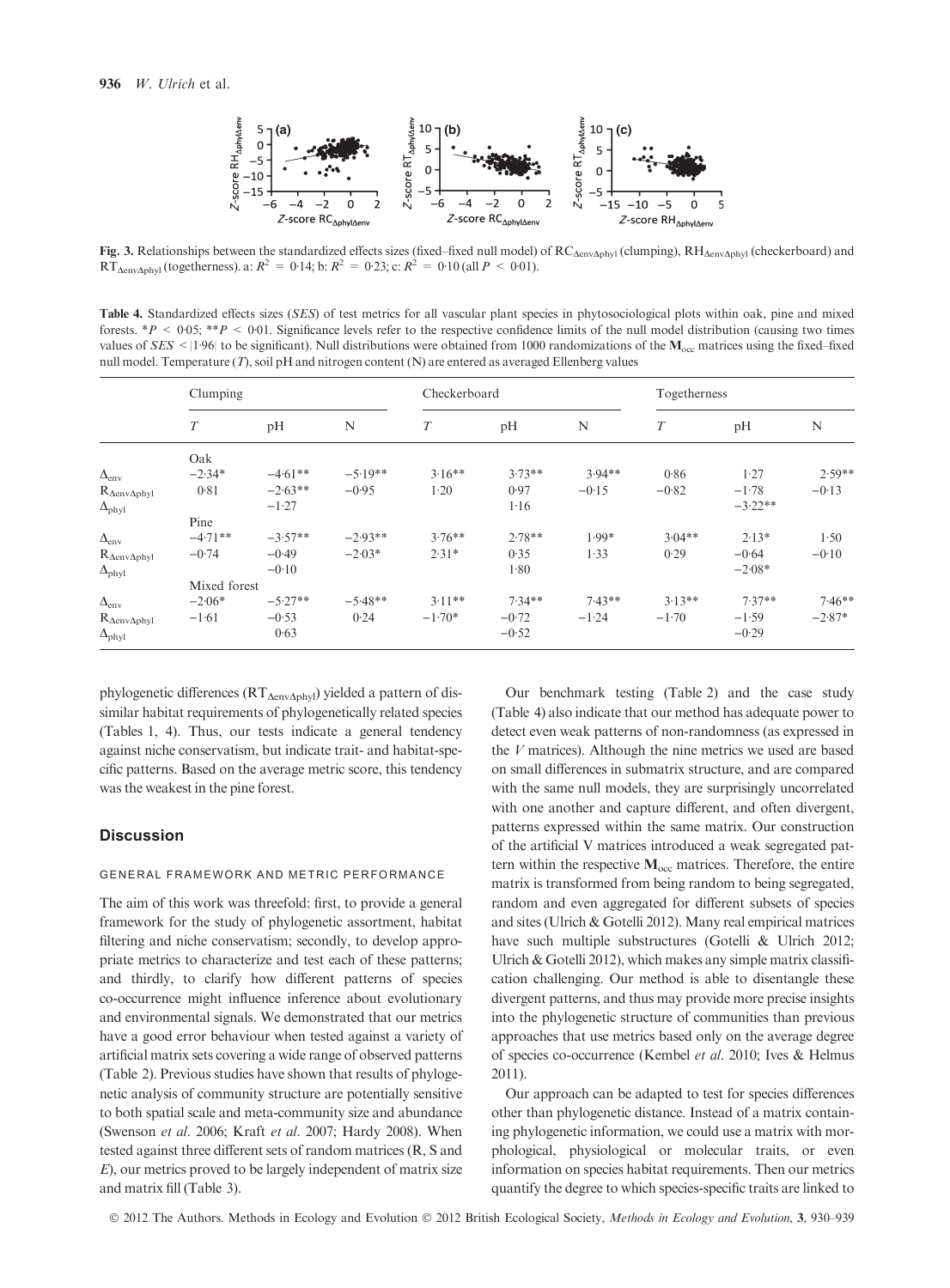Fig. 3. Relationships between the standardized effects sizes (fixed–fixed null model) of $RC_{\Delta env\Delta phyl}$ (clumping), $RH_{\Delta env\Delta phyl}$ (checkerboard) and $RT_{\Delta env\Delta phyl}$ (togetherness). a: $R^2 = 0{\cdot}14$; b: $R^2 = 0{\cdot}23$; c: $R^2 = 0{\cdot}10$ (all $P < 0{\cdot}01$).

Table 4. Standardized effects sizes (*SES*) of test metrics for all vascular plant species in phytosociological plots within oak, pine and mixed forests. $^*P < 0{\cdot}05$; $^{**}P < 0{\cdot}01$. Significance levels refer to the respective confidence limits of the null model distribution (causing two times values of $SES < |1{\cdot}96|$ to be significant). Null distributions were obtained from 1000 randomizations of the $\mathbf{M}_{occ}$ matrices using the fixed–fixed null model. Temperature (*T*), soil pH and nitrogen content (N) are entered as averaged Ellenberg values

| | Clumping | | | Checkerboard | | | Togetherness | | |
|---|---|---|---|---|---|---|---|---|---|
| | *T* | pH | N | *T* | pH | N | *T* | pH | N |
| | Oak | | | | | | | | |
| $\Delta_{env}$ | −2·34* | −4·61** | −5·19** | 3·16** | 3·73** | 3·94** | 0·86 | 1·27 | 2·59** |
| $R_{\Delta env\Delta phyl}$ | 0·81 | −2·63** | −0·95 | 1·20 | 0·97 | −0·15 | −0·82 | −1·78 | −0·13 |
| $\Delta_{phyl}$ | | −1·27 | | | 1·16 | | | −3·22** | |
| | Pine | | | | | | | | |
| $\Delta_{env}$ | −4·71** | −3·57** | −2·93** | 3·76** | 2·78** | 1·99* | 3·04** | 2·13* | 1·50 |
| $R_{\Delta env\Delta phyl}$ | −0·74 | −0·49 | −2·03* | 2·31* | 0·35 | 1·33 | 0·29 | −0·64 | −0·10 |
| $\Delta_{phyl}$ | | −0·10 | | | 1·80 | | | −2·08* | |
| | Mixed forest | | | | | | | | |
| $\Delta_{env}$ | −2·06* | −5·27** | −5·48** | 3·11** | 7·34** | 7·43** | 3·13** | 7·37** | 7·46** |
| $R_{\Delta env\Delta phyl}$ | −1·61 | −0·53 | 0·24 | −1·70* | −0·72 | −1·24 | −1·70 | −1·59 | −2·87* |
| $\Delta_{phyl}$ | | 0·63 | | | −0·52 | | | −0·29 | |

phylogenetic differences ($RT_{\Delta env\Delta phyl}$) yielded a pattern of dissimilar habitat requirements of phylogenetically related species (Tables 1, 4). Thus, our tests indicate a general tendency against niche conservatism, but indicate trait- and habitat-specific patterns. Based on the average metric score, this tendency was the weakest in the pine forest.

## Discussion

### GENERAL FRAMEWORK AND METRIC PERFORMANCE

The aim of this work was threefold: first, to provide a general framework for the study of phylogenetic assortment, habitat filtering and niche conservatism; secondly, to develop appropriate metrics to characterize and test each of these patterns; and thirdly, to clarify how different patterns of species co-occurrence might influence inference about evolutionary and environmental signals. We demonstrated that our metrics have a good error behaviour when tested against a variety of artificial matrix sets covering a wide range of observed patterns (Table 2). Previous studies have shown that results of phylogenetic analysis of community structure are potentially sensitive to both spatial scale and meta-community size and abundance (Swenson *et al*. 2006; Kraft *et al*. 2007; Hardy 2008). When tested against three different sets of random matrices (R, S and *E*), our metrics proved to be largely independent of matrix size and matrix fill (Table 3).

Our benchmark testing (Table 2) and the case study (Table 4) also indicate that our method has adequate power to detect even weak patterns of non-randomness (as expressed in the *V* matrices). Although the nine metrics we used are based on small differences in submatrix structure, and are compared with the same null models, they are surprisingly uncorrelated with one another and capture different, and often divergent, patterns expressed within the same matrix. Our construction of the artificial V matrices introduced a weak segregated pattern within the respective $\mathbf{M}_{occ}$ matrices. Therefore, the entire matrix is transformed from being random to being segregated, random and even aggregated for different subsets of species and sites (Ulrich & Gotelli 2012). Many real empirical matrices have such multiple substructures (Gotelli & Ulrich 2012; Ulrich & Gotelli 2012), which makes any simple matrix classification challenging. Our method is able to disentangle these divergent patterns, and thus may provide more precise insights into the phylogenetic structure of communities than previous approaches that use metrics based only on the average degree of species co-occurrence (Kembel *et al*. 2010; Ives & Helmus 2011).

Our approach can be adapted to test for species differences other than phylogenetic distance. Instead of a matrix containing phylogenetic information, we could use a matrix with morphological, physiological or molecular traits, or even information on species habitat requirements. Then our metrics quantify the degree to which species-specific traits are linked to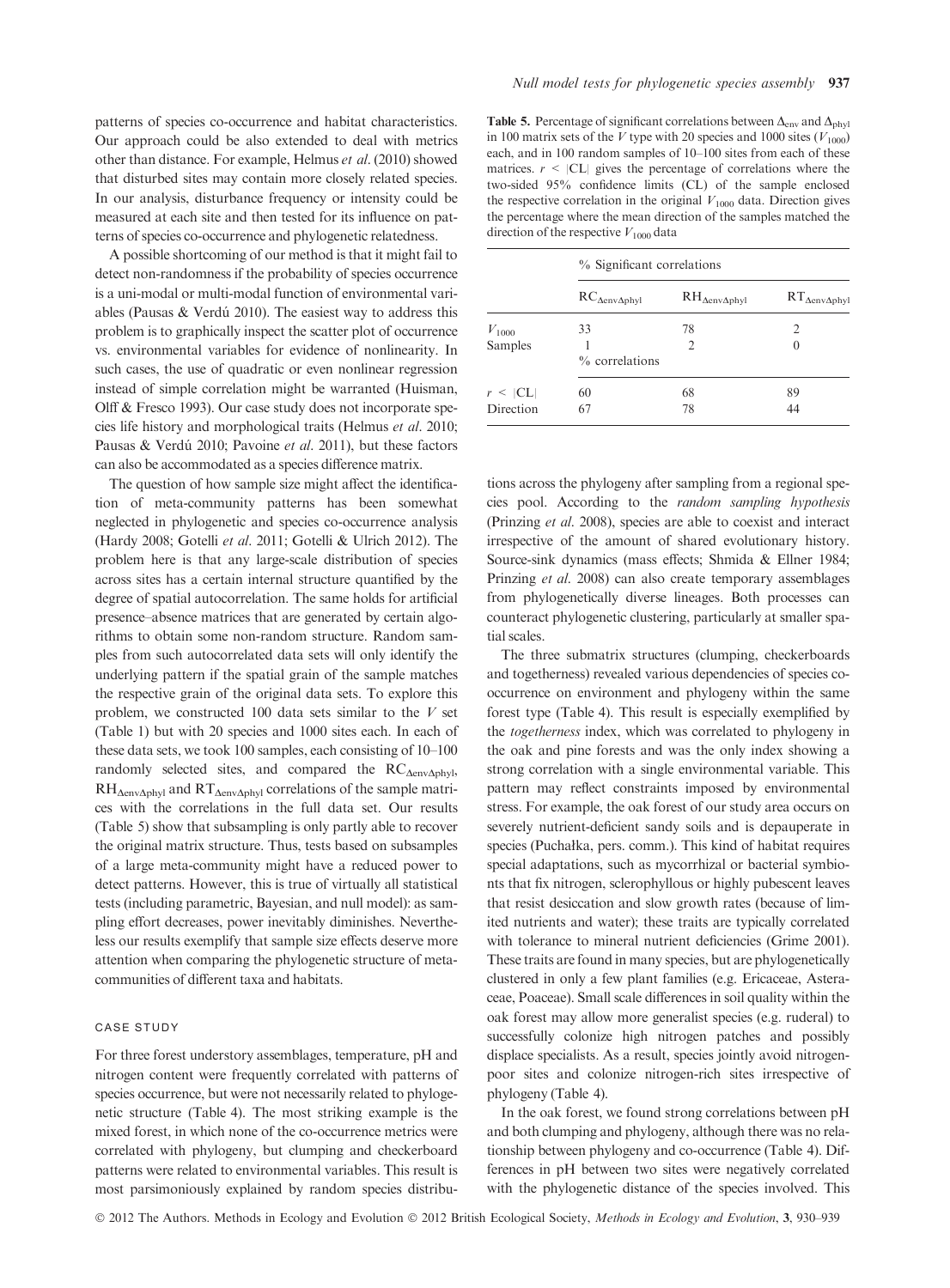patterns of species co-occurrence and habitat characteristics. Our approach could be also extended to deal with metrics other than distance. For example, Helmus *et al.* (2010) showed that disturbed sites may contain more closely related species. In our analysis, disturbance frequency or intensity could be measured at each site and then tested for its influence on patterns of species co-occurrence and phylogenetic relatedness.

A possible shortcoming of our method is that it might fail to detect non-randomness if the probability of species occurrence is a uni-modal or multi-modal function of environmental variables (Pausas & Verdú 2010). The easiest way to address this problem is to graphically inspect the scatter plot of occurrence vs. environmental variables for evidence of nonlinearity. In such cases, the use of quadratic or even nonlinear regression instead of simple correlation might be warranted (Huisman, Olff & Fresco 1993). Our case study does not incorporate species life history and morphological traits (Helmus *et al.* 2010; Pausas & Verdú 2010; Pavoine *et al.* 2011), but these factors can also be accommodated as a species difference matrix.

The question of how sample size might affect the identification of meta-community patterns has been somewhat neglected in phylogenetic and species co-occurrence analysis (Hardy 2008; Gotelli *et al.* 2011; Gotelli & Ulrich 2012). The problem here is that any large-scale distribution of species across sites has a certain internal structure quantified by the degree of spatial autocorrelation. The same holds for artificial presence–absence matrices that are generated by certain algorithms to obtain some non-random structure. Random samples from such autocorrelated data sets will only identify the underlying pattern if the spatial grain of the sample matches the respective grain of the original data sets. To explore this problem, we constructed 100 data sets similar to the *V* set (Table 1) but with 20 species and 1000 sites each. In each of these data sets, we took 100 samples, each consisting of 10–100 randomly selected sites, and compared the $RC_{\Delta env\Delta phyl}$, $RH_{\Delta env\Delta phyl}$ and $RT_{\Delta env\Delta phyl}$ correlations of the sample matrices with the correlations in the full data set. Our results (Table 5) show that subsampling is only partly able to recover the original matrix structure. Thus, tests based on subsamples of a large meta-community might have a reduced power to detect patterns. However, this is true of virtually all statistical tests (including parametric, Bayesian, and null model): as sampling effort decreases, power inevitably diminishes. Nevertheless our results exemplify that sample size effects deserve more attention when comparing the phylogenetic structure of meta-communities of different taxa and habitats.

**Table 5.** Percentage of significant correlations between $\Delta_{env}$ and $\Delta_{phyl}$ in 100 matrix sets of the *V* type with 20 species and 1000 sites ($V_{1000}$) each, and in 100 random samples of 10–100 sites from each of these matrices. $r < |CL|$ gives the percentage of correlations where the two-sided 95% confidence limits (CL) of the sample enclosed the respective correlation in the original $V_{1000}$ data. Direction gives the percentage where the mean direction of the samples matched the direction of the respective $V_{1000}$ data

| | % Significant correlations | | |
|---|---|---|---|
| | $RC_{\Delta env\Delta phyl}$ | $RH_{\Delta env\Delta phyl}$ | $RT_{\Delta env\Delta phyl}$ |
| $V_{1000}$ | 33 | 78 | 2 |
| Samples | 1 | 2 | 0 |
| | % correlations | | |
| $r < \lvert CL \rvert$ | 60 | 68 | 89 |
| Direction | 67 | 78 | 44 |

## CASE STUDY

For three forest understory assemblages, temperature, pH and nitrogen content were frequently correlated with patterns of species occurrence, but were not necessarily related to phylogenetic structure (Table 4). The most striking example is the mixed forest, in which none of the co-occurrence metrics were correlated with phylogeny, but clumping and checkerboard patterns were related to environmental variables. This result is most parsimoniously explained by random species distributions across the phylogeny after sampling from a regional species pool. According to the *random sampling hypothesis* (Prinzing *et al.* 2008), species are able to coexist and interact irrespective of the amount of shared evolutionary history. Source-sink dynamics (mass effects; Shmida & Ellner 1984; Prinzing *et al.* 2008) can also create temporary assemblages from phylogenetically diverse lineages. Both processes can counteract phylogenetic clustering, particularly at smaller spatial scales.

The three submatrix structures (clumping, checkerboards and togetherness) revealed various dependencies of species co-occurrence on environment and phylogeny within the same forest type (Table 4). This result is especially exemplified by the *togetherness* index, which was correlated to phylogeny in the oak and pine forests and was the only index showing a strong correlation with a single environmental variable. This pattern may reflect constraints imposed by environmental stress. For example, the oak forest of our study area occurs on severely nutrient-deficient sandy soils and is depauperate in species (Puchałka, pers. comm.). This kind of habitat requires special adaptations, such as mycorrhizal or bacterial symbionts that fix nitrogen, sclerophyllous or highly pubescent leaves that resist desiccation and slow growth rates (because of limited nutrients and water); these traits are typically correlated with tolerance to mineral nutrient deficiencies (Grime 2001). These traits are found in many species, but are phylogenetically clustered in only a few plant families (e.g. Ericaceae, Asteraceae, Poaceae). Small scale differences in soil quality within the oak forest may allow more generalist species (e.g. ruderal) to successfully colonize high nitrogen patches and possibly displace specialists. As a result, species jointly avoid nitrogen-poor sites and colonize nitrogen-rich sites irrespective of phylogeny (Table 4).

In the oak forest, we found strong correlations between pH and both clumping and phylogeny, although there was no relationship between phylogeny and co-occurrence (Table 4). Differences in pH between two sites were negatively correlated with the phylogenetic distance of the species involved. This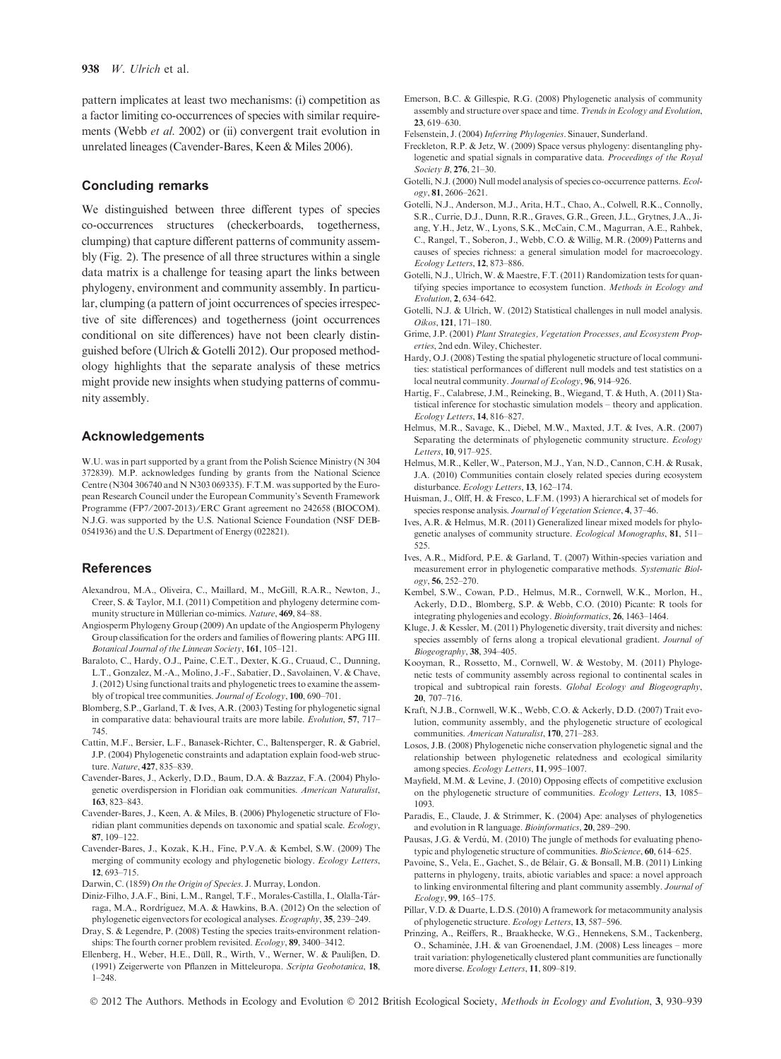pattern implicates at least two mechanisms: (i) competition as a factor limiting co-occurrences of species with similar requirements (Webb *et al.* 2002) or (ii) convergent trait evolution in unrelated lineages (Cavender-Bares, Keen & Miles 2006).

## Concluding remarks

We distinguished between three different types of species co-occurrences structures (checkerboards, togetherness, clumping) that capture different patterns of community assembly (Fig. 2). The presence of all three structures within a single data matrix is a challenge for teasing apart the links between phylogeny, environment and community assembly. In particular, clumping (a pattern of joint occurrences of species irrespective of site differences) and togetherness (joint occurrences conditional on site differences) have not been clearly distinguished before (Ulrich & Gotelli 2012). Our proposed methodology highlights that the separate analysis of these metrics might provide new insights when studying patterns of community assembly.

## Acknowledgements

W.U. was in part supported by a grant from the Polish Science Ministry (N 304 372839). M.P. acknowledges funding by grants from the National Science Centre (N304 306740 and N N303 069335). F.T.M. was supported by the European Research Council under the European Community's Seventh Framework Programme (FP7/2007-2013)/ERC Grant agreement no 242658 (BIOCOM). N.J.G. was supported by the U.S. National Science Foundation (NSF DEB-0541936) and the U.S. Department of Energy (022821).

## References

Alexandrou, M.A., Oliveira, C., Maillard, M., McGill, R.A.R., Newton, J., Creer, S. & Taylor, M.I. (2011) Competition and phylogeny determine community structure in Müllerian co-mimics. *Nature*, **469**, 84–88.

Angiosperm Phylogeny Group (2009) An update of the Angiosperm Phylogeny Group classification for the orders and families of flowering plants: APG III. *Botanical Journal of the Linnean Society*, **161**, 105–121.

Baraloto, C., Hardy, O.J., Paine, C.E.T., Dexter, K.G., Cruaud, C., Dunning, L.T., Gonzalez, M.-A., Molino, J.-F., Sabatier, D., Savolainen, V. & Chave, J. (2012) Using functional traits and phylogenetic trees to examine the assembly of tropical tree communities. *Journal of Ecology*, **100**, 690–701.

Blomberg, S.P., Garland, T. & Ives, A.R. (2003) Testing for phylogenetic signal in comparative data: behavioural traits are more labile. *Evolution*, **57**, 717–745.

Cattin, M.F., Bersier, L.F., Banasek-Richter, C., Baltensperger, R. & Gabriel, J.P. (2004) Phylogenetic constraints and adaptation explain food-web structure. *Nature*, **427**, 835–839.

Cavender-Bares, J., Ackerly, D.D., Baum, D.A. & Bazzaz, F.A. (2004) Phylogenetic overdispersion in Floridian oak communities. *American Naturalist*, **163**, 823–843.

Cavender-Bares, J., Keen, A. & Miles, B. (2006) Phylogenetic structure of Floridian plant communities depends on taxonomic and spatial scale. *Ecology*, **87**, 109–122.

Cavender-Bares, J., Kozak, K.H., Fine, P.V.A. & Kembel, S.W. (2009) The merging of community ecology and phylogenetic biology. *Ecology Letters*, **12**, 693–715.

Darwin, C. (1859) *On the Origin of Species*. J. Murray, London.

Diniz-Filho, J.A.F., Bini, L.M., Rangel, T.F., Morales-Castilla, I., Olalla-Tárraga, M.A., Rordríguez, M.A. & Hawkins, B.A. (2012) On the selection of phylogenetic eigenvectors for ecological analyses. *Ecography*, **35**, 239–249.

Dray, S. & Legendre, P. (2008) Testing the species traits-environment relationships: The fourth corner problem revisited. *Ecology*, **89**, 3400–3412.

Ellenberg, H., Weber, H.E., Düll, R., Wirth, V., Werner, W. & Paulißen, D. (1991) Zeigerwerte von Pflanzen in Mitteleuropa. *Scripta Geobotanica*, **18**, 1–248.

Emerson, B.C. & Gillespie, R.G. (2008) Phylogenetic analysis of community assembly and structure over space and time. *Trends in Ecology and Evolution*, **23**, 619–630.

Felsenstein, J. (2004) *Inferring Phylogenies*. Sinauer, Sunderland.

Freckleton, R.P. & Jetz, W. (2009) Space versus phylogeny: disentangling phylogenetic and spatial signals in comparative data. *Proceedings of the Royal Society B*, **276**, 21–30.

Gotelli, N.J. (2000) Null model analysis of species co-occurrence patterns. *Ecology*, **81**, 2606–2621.

Gotelli, N.J., Anderson, M.J., Arita, H.T., Chao, A., Colwell, R.K., Connolly, S.R., Currie, D.J., Dunn, R.R., Graves, G.R., Green, J.L., Grytnes, J.A., Jiang, Y.H., Jetz, W., Lyons, S.K., McCain, C.M., Magurran, A.E., Rahbek, C., Rangel, T., Soberon, J., Webb, C.O. & Willig, M.R. (2009) Patterns and causes of species richness: a general simulation model for macroecology. *Ecology Letters*, **12**, 873–886.

Gotelli, N.J., Ulrich, W. & Maestre, F.T. (2011) Randomization tests for quantifying species importance to ecosystem function. *Methods in Ecology and Evolution*, **2**, 634–642.

Gotelli, N.J. & Ulrich, W. (2012) Statistical challenges in null model analysis. *Oikos*, **121**, 171–180.

Grime, J.P. (2001) *Plant Strategies, Vegetation Processes, and Ecosystem Properties*, 2nd edn. Wiley, Chichester.

Hardy, O.J. (2008) Testing the spatial phylogenetic structure of local communities: statistical performances of different null models and test statistics on a local neutral community. *Journal of Ecology*, **96**, 914–926.

Hartig, F., Calabrese, J.M., Reineking, B., Wiegand, T. & Huth, A. (2011) Statistical inference for stochastic simulation models – theory and application. *Ecology Letters*, **14**, 816–827.

Helmus, M.R., Savage, K., Diebel, M.W., Maxted, J.T. & Ives, A.R. (2007) Separating the determinats of phylogenetic community structure. *Ecology Letters*, **10**, 917–925.

Helmus, M.R., Keller, W., Paterson, M.J., Yan, N.D., Cannon, C.H. & Rusak, J.A. (2010) Communities contain closely related species during ecosystem disturbance. *Ecology Letters*, **13**, 162–174.

Huisman, J., Olff, H. & Fresco, L.F.M. (1993) A hierarchical set of models for species response analysis. *Journal of Vegetation Science*, **4**, 37–46.

Ives, A.R. & Helmus, M.R. (2011) Generalized linear mixed models for phylogenetic analyses of community structure. *Ecological Monographs*, **81**, 511–525.

Ives, A.R., Midford, P.E. & Garland, T. (2007) Within-species variation and measurement error in phylogenetic comparative methods. *Systematic Biology*, **56**, 252–270.

Kembel, S.W., Cowan, P.D., Helmus, M.R., Cornwell, W.K., Morlon, H., Ackerly, D.D., Blomberg, S.P. & Webb, C.O. (2010) Picante: R tools for integrating phylogenies and ecology. *Bioinformatics*, **26**, 1463–1464.

Kluge, J. & Kessler, M. (2011) Phylogenetic diversity, trait diversity and niches: species assembly of ferns along a tropical elevational gradient. *Journal of Biogeography*, **38**, 394–405.

Kooyman, R., Rossetto, M., Cornwell, W. & Westoby, M. (2011) Phylogenetic tests of community assembly across regional to continental scales in tropical and subtropical rain forests. *Global Ecology and Biogeography*, **20**, 707–716.

Kraft, N.J.B., Cornwell, W.K., Webb, C.O. & Ackerly, D.D. (2007) Trait evolution, community assembly, and the phylogenetic structure of ecological communities. *American Naturalist*, **170**, 271–283.

Losos, J.B. (2008) Phylogenetic niche conservation phylogenetic signal and the relationship between phylogenetic relatedness and ecological similarity among species. *Ecology Letters*, **11**, 995–1007.

Mayfield, M.M. & Levine, J. (2010) Opposing effects of competitive exclusion on the phylogenetic structure of communities. *Ecology Letters*, **13**, 1085–1093.

Paradis, E., Claude, J. & Strimmer, K. (2004) Ape: analyses of phylogenetics and evolution in R language. *Bioinformatics*, **20**, 289–290.

Pausas, J.G. & Verdú, M. (2010) The jungle of methods for evaluating phenotypic and phylogenetic structure of communities. *BioScience*, **60**, 614–625.

Pavoine, S., Vela, E., Gachet, S., de Bélair, G. & Bonsall, M.B. (2011) Linking patterns in phylogeny, traits, abiotic variables and space: a novel approach to linking environmental filtering and plant community assembly. *Journal of Ecology*, **99**, 165–175.

Pillar, V.D. & Duarte, L.D.S. (2010) A framework for metacommunity analysis of phylogenetic structure. *Ecology Letters*, **13**, 587–596.

Prinzing, A., Reiffers, R., Braakhecke, W.G., Hennekens, S.M., Tackenberg, O., Schaminée, J.H. & van Groenendael, J.M. (2008) Less lineages – more trait variation: phylogenetically clustered plant communities are functionally more diverse. *Ecology Letters*, **11**, 809–819.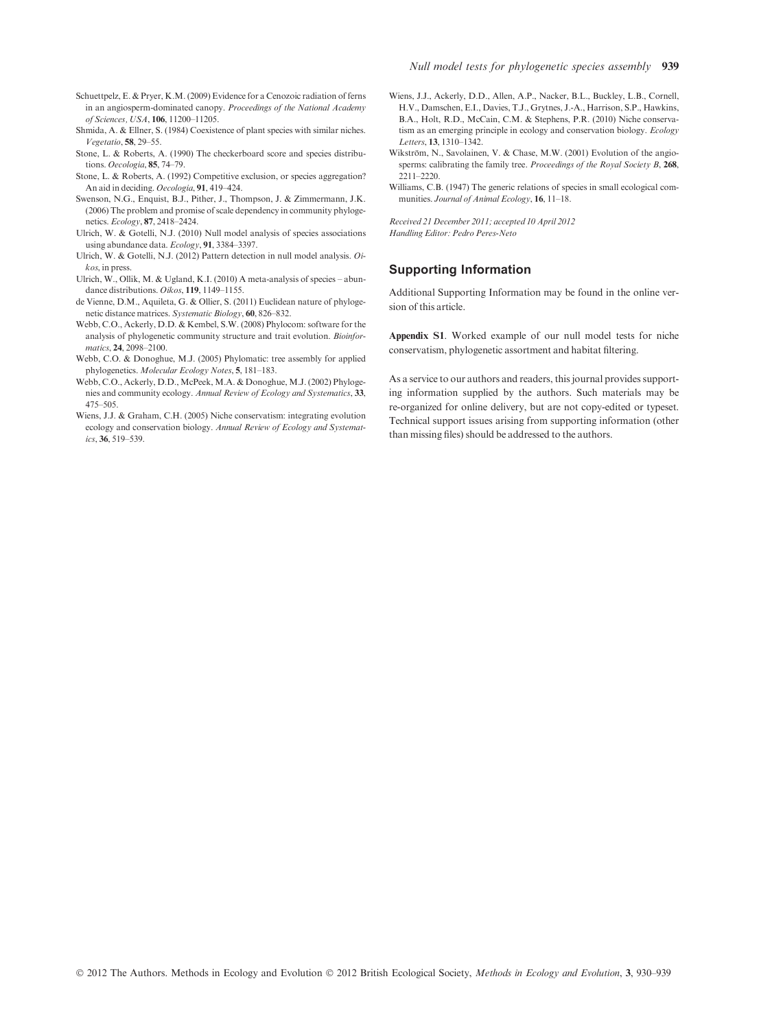Schuettpelz, E. & Pryer, K.M. (2009) Evidence for a Cenozoic radiation of ferns in an angiosperm-dominated canopy. *Proceedings of the National Academy of Sciences, USA*, **106**, 11200–11205.

Shmida, A. & Ellner, S. (1984) Coexistence of plant species with similar niches. *Vegetatio*, **58**, 29–55.

Stone, L. & Roberts, A. (1990) The checkerboard score and species distributions. *Oecologia*, **85**, 74–79.

Stone, L. & Roberts, A. (1992) Competitive exclusion, or species aggregation? An aid in deciding. *Oecologia*, **91**, 419–424.

Swenson, N.G., Enquist, B.J., Pither, J., Thompson, J. & Zimmermann, J.K. (2006) The problem and promise of scale dependency in community phylogenetics. *Ecology*, **87**, 2418–2424.

Ulrich, W. & Gotelli, N.J. (2010) Null model analysis of species associations using abundance data. *Ecology*, **91**, 3384–3397.

Ulrich, W. & Gotelli, N.J. (2012) Pattern detection in null model analysis. *Oikos*, in press.

Ulrich, W., Ollik, M. & Ugland, K.I. (2010) A meta-analysis of species – abundance distributions. *Oikos*, **119**, 1149–1155.

de Vienne, D.M., Aquileta, G. & Ollier, S. (2011) Euclidean nature of phylogenetic distance matrices. *Systematic Biology*, **60**, 826–832.

Webb, C.O., Ackerly, D.D. & Kembel, S.W. (2008) Phylocom: software for the analysis of phylogenetic community structure and trait evolution. *Bioinformatics*, **24**, 2098–2100.

Webb, C.O. & Donoghue, M.J. (2005) Phylomatic: tree assembly for applied phylogenetics. *Molecular Ecology Notes*, **5**, 181–183.

Webb, C.O., Ackerly, D.D., McPeek, M.A. & Donoghue, M.J. (2002) Phylogenies and community ecology. *Annual Review of Ecology and Systematics*, **33**, 475–505.

Wiens, J.J. & Graham, C.H. (2005) Niche conservatism: integrating evolution ecology and conservation biology. *Annual Review of Ecology and Systematics*, **36**, 519–539.

Wiens, J.J., Ackerly, D.D., Allen, A.P., Nacker, B.L., Buckley, L.B., Cornell, H.V., Damschen, E.I., Davies, T.J., Grytnes, J.-A., Harrison, S.P., Hawkins, B.A., Holt, R.D., McCain, C.M. & Stephens, P.R. (2010) Niche conservatism as an emerging principle in ecology and conservation biology. *Ecology Letters*, **13**, 1310–1342.

Wikström, N., Savolainen, V. & Chase, M.W. (2001) Evolution of the angiosperms: calibrating the family tree. *Proceedings of the Royal Society B*, **268**, 2211–2220.

Williams, C.B. (1947) The generic relations of species in small ecological communities. *Journal of Animal Ecology*, **16**, 11–18.

*Received 21 December 2011; accepted 10 April 2012*
*Handling Editor: Pedro Peres-Neto*

## Supporting Information

Additional Supporting Information may be found in the online version of this article.

**Appendix S1**. Worked example of our null model tests for niche conservatism, phylogenetic assortment and habitat filtering.

As a service to our authors and readers, this journal provides supporting information supplied by the authors. Such materials may be re-organized for online delivery, but are not copy-edited or typeset. Technical support issues arising from supporting information (other than missing files) should be addressed to the authors.